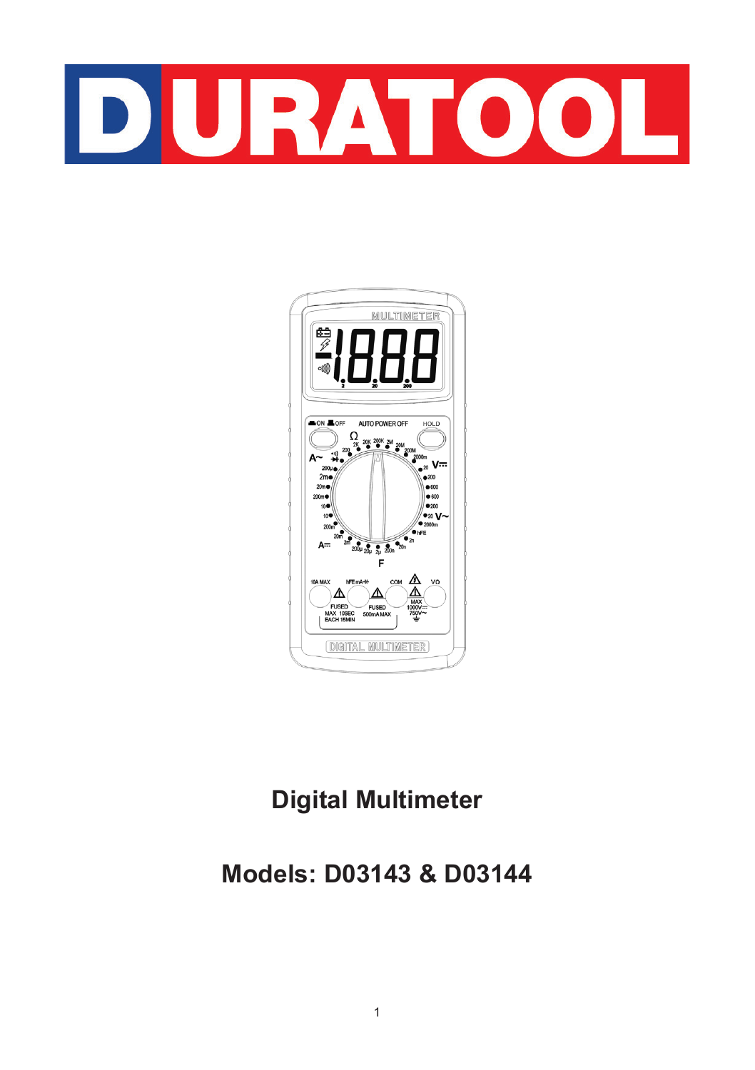# DURATOOL

## Digital Multimeter

## Models: D03143 & D03144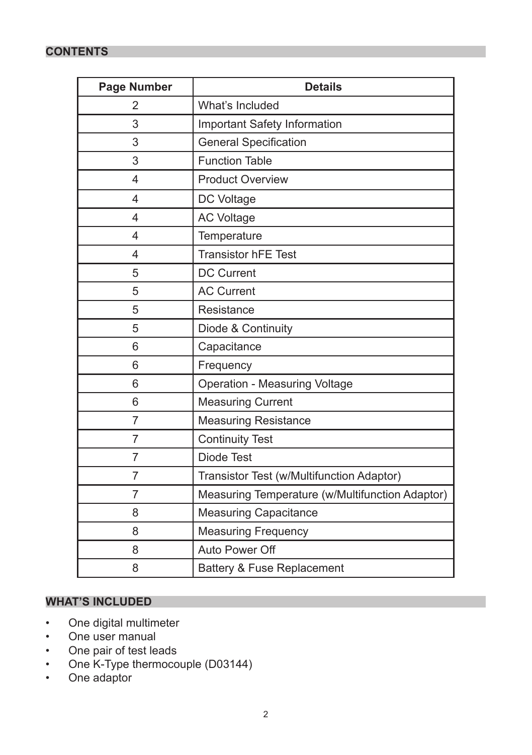## CONTENTS

| Page Number | Details |
|---|---|
| 2 | What's Included |
| 3 | Important Safety Information |
| 3 | General Specification |
| 3 | Function Table |
| 4 | Product Overview |
| 4 | DC Voltage |
| 4 | AC Voltage |
| 4 | Temperature |
| 4 | Transistor hFE Test |
| 5 | DC Current |
| 5 | AC Current |
| 5 | Resistance |
| 5 | Diode & Continuity |
| 6 | Capacitance |
| 6 | Frequency |
| 6 | Operation - Measuring Voltage |
| 6 | Measuring Current |
| 7 | Measuring Resistance |
| 7 | Continuity Test |
| 7 | Diode Test |
| 7 | Transistor Test (w/Multifunction Adaptor) |
| 7 | Measuring Temperature (w/Multifunction Adaptor) |
| 8 | Measuring Capacitance |
| 8 | Measuring Frequency |
| 8 | Auto Power Off |
| 8 | Battery & Fuse Replacement |

## WHAT'S INCLUDED

- One digital multimeter
- One user manual
- One pair of test leads
- One K-Type thermocouple (D03144)
- One adaptor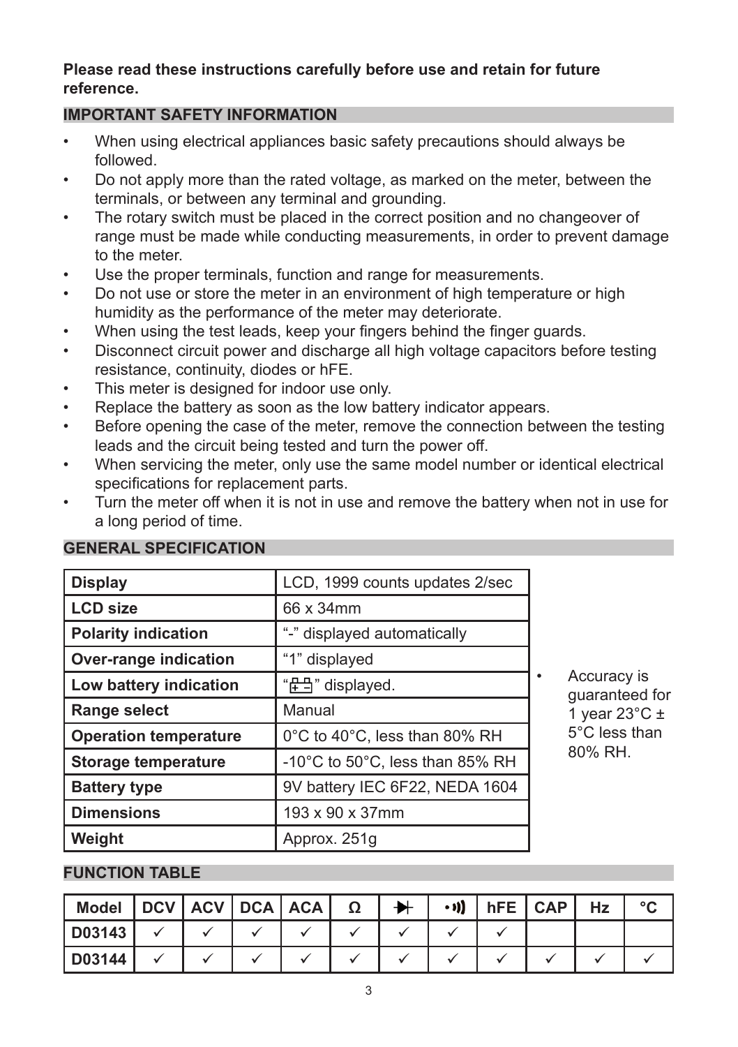**Please read these instructions carefully before use and retain for future reference.**

## IMPORTANT SAFETY INFORMATION

- When using electrical appliances basic safety precautions should always be followed.
- Do not apply more than the rated voltage, as marked on the meter, between the terminals, or between any terminal and grounding.
- The rotary switch must be placed in the correct position and no changeover of range must be made while conducting measurements, in order to prevent damage to the meter.
- Use the proper terminals, function and range for measurements.
- Do not use or store the meter in an environment of high temperature or high humidity as the performance of the meter may deteriorate.
- When using the test leads, keep your fingers behind the finger guards.
- Disconnect circuit power and discharge all high voltage capacitors before testing resistance, continuity, diodes or hFE.
- This meter is designed for indoor use only.
- Replace the battery as soon as the low battery indicator appears.
- Before opening the case of the meter, remove the connection between the testing leads and the circuit being tested and turn the power off.
- When servicing the meter, only use the same model number or identical electrical specifications for replacement parts.
- Turn the meter off when it is not in use and remove the battery when not in use for a long period of time.

## GENERAL SPECIFICATION

| **Display** | LCD, 1999 counts updates 2/sec |
|---|---|
| **LCD size** | 66 x 34mm |
| **Polarity indication** | "-" displayed automatically |
| **Over-range indication** | "1" displayed |
| **Low battery indication** | "battery symbol" displayed. |
| **Range select** | Manual |
| **Operation temperature** | 0°C to 40°C, less than 80% RH |
| **Storage temperature** | -10°C to 50°C, less than 85% RH |
| **Battery type** | 9V battery IEC 6F22, NEDA 1604 |
| **Dimensions** | 193 x 90 x 37mm |
| **Weight** | Approx. 251g |

- Accuracy is guaranteed for 1 year 23°C ± 5°C less than 80% RH.

## FUNCTION TABLE

| Model | DCV | ACV | DCA | ACA | Ω | Diode | Continuity | hFE | CAP | Hz | °C |
|---|---|---|---|---|---|---|---|---|---|---|---|
| D03143 | ✓ | ✓ | ✓ | ✓ | ✓ | ✓ | ✓ | ✓ | | | |
| D03144 | ✓ | ✓ | ✓ | ✓ | ✓ | ✓ | ✓ | ✓ | ✓ | ✓ | ✓ |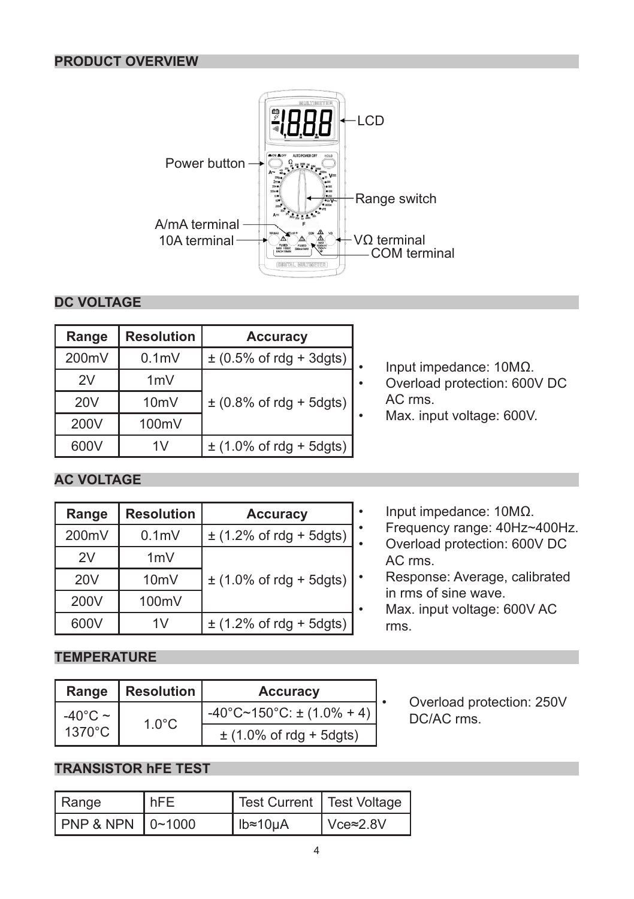## PRODUCT OVERVIEW

LCD

Power button

Range switch

A/mA terminal

10A terminal

VΩ terminal

COM terminal

## DC VOLTAGE

| Range | Resolution | Accuracy |
|---|---|---|
| 200mV | 0.1mV | ± (0.5% of rdg + 3dgts) |
| 2V | 1mV | ± (0.8% of rdg + 5dgts) |
| 20V | 10mV | |
| 200V | 100mV | |
| 600V | 1V | ± (1.0% of rdg + 5dgts) |

- Input impedance: 10MΩ.
- Overload protection: 600V DC AC rms.
- Max. input voltage: 600V.

## AC VOLTAGE

| Range | Resolution | Accuracy |
|---|---|---|
| 200mV | 0.1mV | ± (1.2% of rdg + 5dgts) |
| 2V | 1mV | ± (1.0% of rdg + 5dgts) |
| 20V | 10mV | |
| 200V | 100mV | |
| 600V | 1V | ± (1.2% of rdg + 5dgts) |

- Input impedance: 10MΩ.
- Frequency range: 40Hz~400Hz.
- Overload protection: 600V DC AC rms.
- Response: Average, calibrated in rms of sine wave.
- Max. input voltage: 600V AC rms.

## TEMPERATURE

| Range | Resolution | Accuracy |
|---|---|---|
| -40°C ~ 1370°C | 1.0°C | -40°C~150°C: ± (1.0% + 4) |
| | | ± (1.0% of rdg + 5dgts) |

- Overload protection: 250V DC/AC rms.

## TRANSISTOR hFE TEST

| Range | hFE | Test Current | Test Voltage |
|---|---|---|---|
| PNP & NPN | 0~1000 | Ib≈10μA | Vce≈2.8V |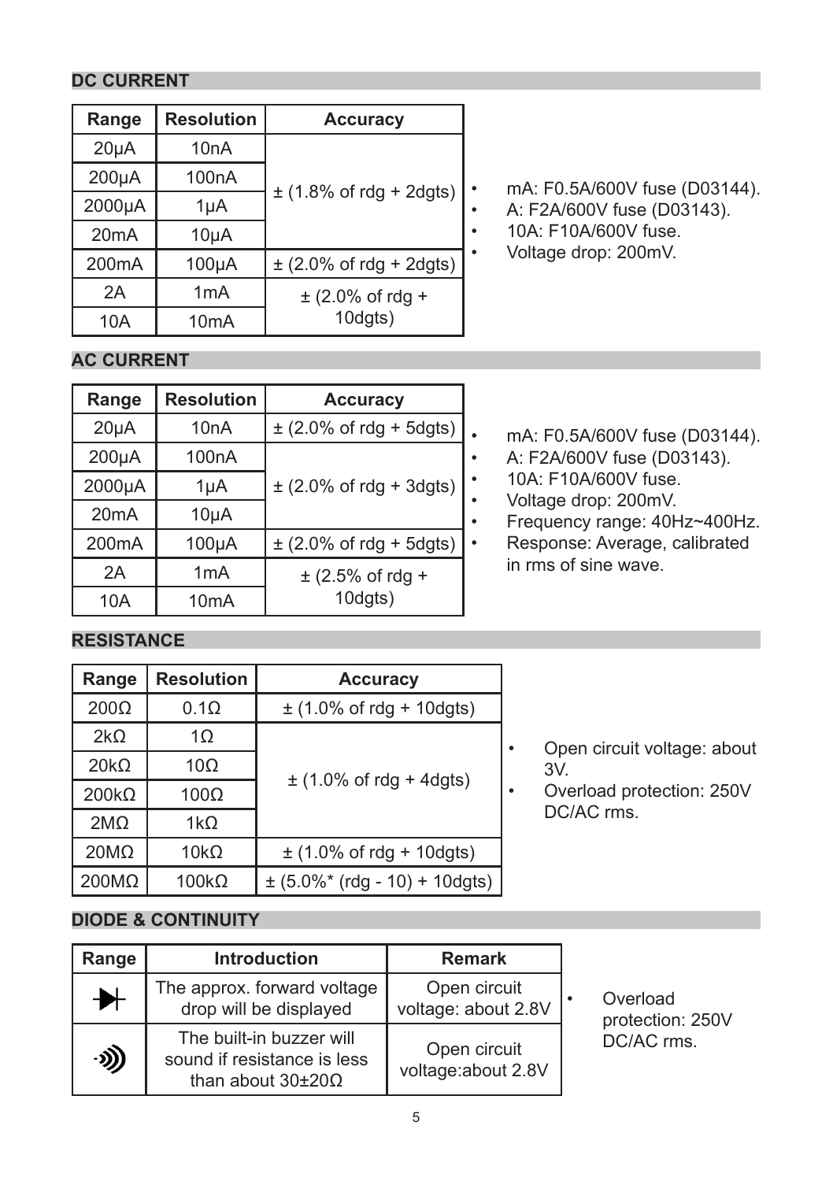## DC CURRENT

| Range | Resolution | Accuracy |
|---|---|---|
| 20μA | 10nA | ± (1.8% of rdg + 2dgts) |
| 200μA | 100nA | |
| 2000μA | 1μA | |
| 20mA | 10μA | |
| 200mA | 100μA | ± (2.0% of rdg + 2dgts) |
| 2A | 1mA | ± (2.0% of rdg + 10dgts) |
| 10A | 10mA | |

- mA: F0.5A/600V fuse (D03144).
- A: F2A/600V fuse (D03143).
- 10A: F10A/600V fuse.
- Voltage drop: 200mV.

## AC CURRENT

| Range | Resolution | Accuracy |
|---|---|---|
| 20μA | 10nA | ± (2.0% of rdg + 5dgts) |
| 200μA | 100nA | ± (2.0% of rdg + 3dgts) |
| 2000μA | 1μA | |
| 20mA | 10μA | |
| 200mA | 100μA | ± (2.0% of rdg + 5dgts) |
| 2A | 1mA | ± (2.5% of rdg + 10dgts) |
| 10A | 10mA | |

- mA: F0.5A/600V fuse (D03144).
- A: F2A/600V fuse (D03143).
- 10A: F10A/600V fuse.
- Voltage drop: 200mV.
- Frequency range: 40Hz~400Hz.
- Response: Average, calibrated in rms of sine wave.

## RESISTANCE

| Range | Resolution | Accuracy |
|---|---|---|
| 200Ω | 0.1Ω | ± (1.0% of rdg + 10dgts) |
| 2kΩ | 1Ω | ± (1.0% of rdg + 4dgts) |
| 20kΩ | 10Ω | |
| 200kΩ | 100Ω | |
| 2MΩ | 1kΩ | |
| 20MΩ | 10kΩ | ± (1.0% of rdg + 10dgts) |
| 200MΩ | 100kΩ | ± (5.0%* (rdg - 10) + 10dgts) |

- Open circuit voltage: about 3V.
- Overload protection: 250V DC/AC rms.

## DIODE & CONTINUITY

| Range | Introduction | Remark |
|---|---|---|
| Diode | The approx. forward voltage drop will be displayed | Open circuit voltage: about 2.8V |
| Continuity | The built-in buzzer will sound if resistance is less than about 30±20Ω | Open circuit voltage:about 2.8V |

- Overload protection: 250V DC/AC rms.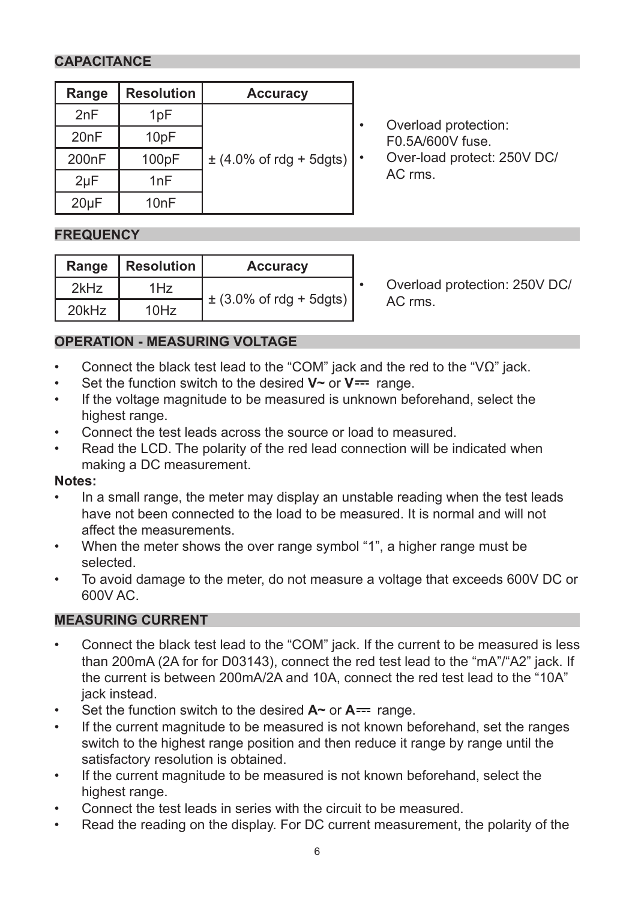## CAPACITANCE

| Range | Resolution | Accuracy |
|---|---|---|
| 2nF | 1pF | ± (4.0% of rdg + 5dgts) |
| 20nF | 10pF | |
| 200nF | 100pF | |
| 2μF | 1nF | |
| 20μF | 10nF | |

- Overload protection: F0.5A/600V fuse.
- Over-load protect: 250V DC/ AC rms.

## FREQUENCY

| Range | Resolution | Accuracy |
|---|---|---|
| 2kHz | 1Hz | ± (3.0% of rdg + 5dgts) |
| 20kHz | 10Hz | |

- Overload protection: 250V DC/ AC rms.

## OPERATION - MEASURING VOLTAGE

- Connect the black test lead to the "COM" jack and the red to the "VΩ" jack.
- Set the function switch to the desired **V~** or **V⎓** range.
- If the voltage magnitude to be measured is unknown beforehand, select the highest range.
- Connect the test leads across the source or load to measured.
- Read the LCD. The polarity of the red lead connection will be indicated when making a DC measurement.

**Notes:**

- In a small range, the meter may display an unstable reading when the test leads have not been connected to the load to be measured. It is normal and will not affect the measurements.
- When the meter shows the over range symbol "1", a higher range must be selected.
- To avoid damage to the meter, do not measure a voltage that exceeds 600V DC or 600V AC.

## MEASURING CURRENT

- Connect the black test lead to the "COM" jack. If the current to be measured is less than 200mA (2A for for D03143), connect the red test lead to the "mA"/"A2" jack. If the current is between 200mA/2A and 10A, connect the red test lead to the "10A" jack instead.
- Set the function switch to the desired **A~** or **A⎓** range.
- If the current magnitude to be measured is not known beforehand, set the ranges switch to the highest range position and then reduce it range by range until the satisfactory resolution is obtained.
- If the current magnitude to be measured is not known beforehand, select the highest range.
- Connect the test leads in series with the circuit to be measured.
- Read the reading on the display. For DC current measurement, the polarity of the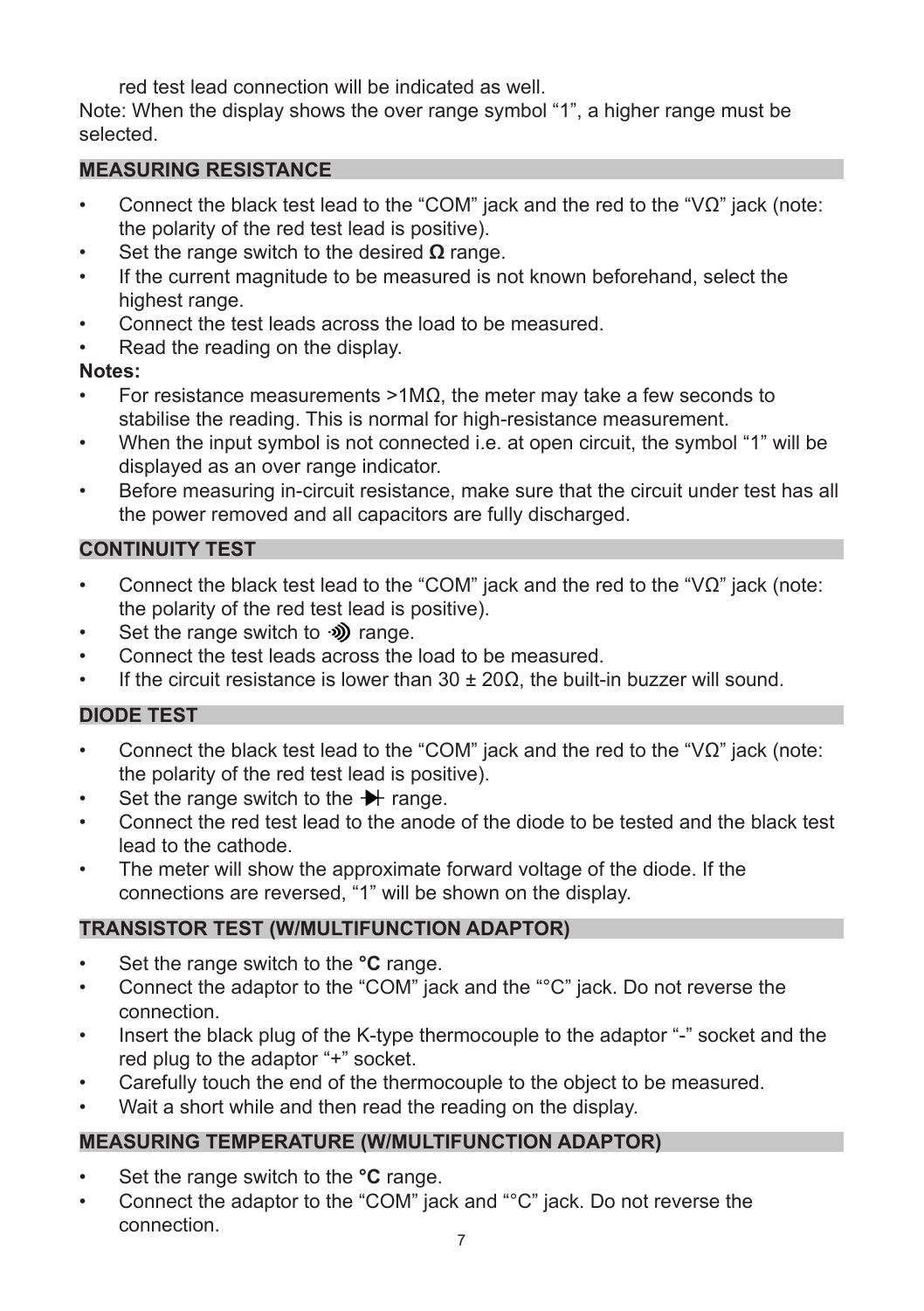red test lead connection will be indicated as well.

Note: When the display shows the over range symbol “1”, a higher range must be selected.

## MEASURING RESISTANCE

- Connect the black test lead to the “COM” jack and the red to the “VΩ” jack (note: the polarity of the red test lead is positive).
- Set the range switch to the desired **Ω** range.
- If the current magnitude to be measured is not known beforehand, select the highest range.
- Connect the test leads across the load to be measured.
- Read the reading on the display.

**Notes:**

- For resistance measurements >1MΩ, the meter may take a few seconds to stabilise the reading. This is normal for high-resistance measurement.
- When the input symbol is not connected i.e. at open circuit, the symbol “1” will be displayed as an over range indicator.
- Before measuring in-circuit resistance, make sure that the circuit under test has all the power removed and all capacitors are fully discharged.

## CONTINUITY TEST

- Connect the black test lead to the “COM” jack and the red to the “VΩ” jack (note: the polarity of the red test lead is positive).
- Set the range switch to ·))) range.
- Connect the test leads across the load to be measured.
- If the circuit resistance is lower than 30 ± 20Ω, the built-in buzzer will sound.

## DIODE TEST

- Connect the black test lead to the “COM” jack and the red to the “VΩ” jack (note: the polarity of the red test lead is positive).
- Set the range switch to the ⊣ range.
- Connect the red test lead to the anode of the diode to be tested and the black test lead to the cathode.
- The meter will show the approximate forward voltage of the diode. If the connections are reversed, “1” will be shown on the display.

## TRANSISTOR TEST (W/MULTIFUNCTION ADAPTOR)

- Set the range switch to the **°C** range.
- Connect the adaptor to the “COM” jack and the “°C” jack. Do not reverse the connection.
- Insert the black plug of the K-type thermocouple to the adaptor “-” socket and the red plug to the adaptor “+” socket.
- Carefully touch the end of the thermocouple to the object to be measured.
- Wait a short while and then read the reading on the display.

## MEASURING TEMPERATURE (W/MULTIFUNCTION ADAPTOR)

- Set the range switch to the **°C** range.
- Connect the adaptor to the “COM” jack and “°C” jack. Do not reverse the connection.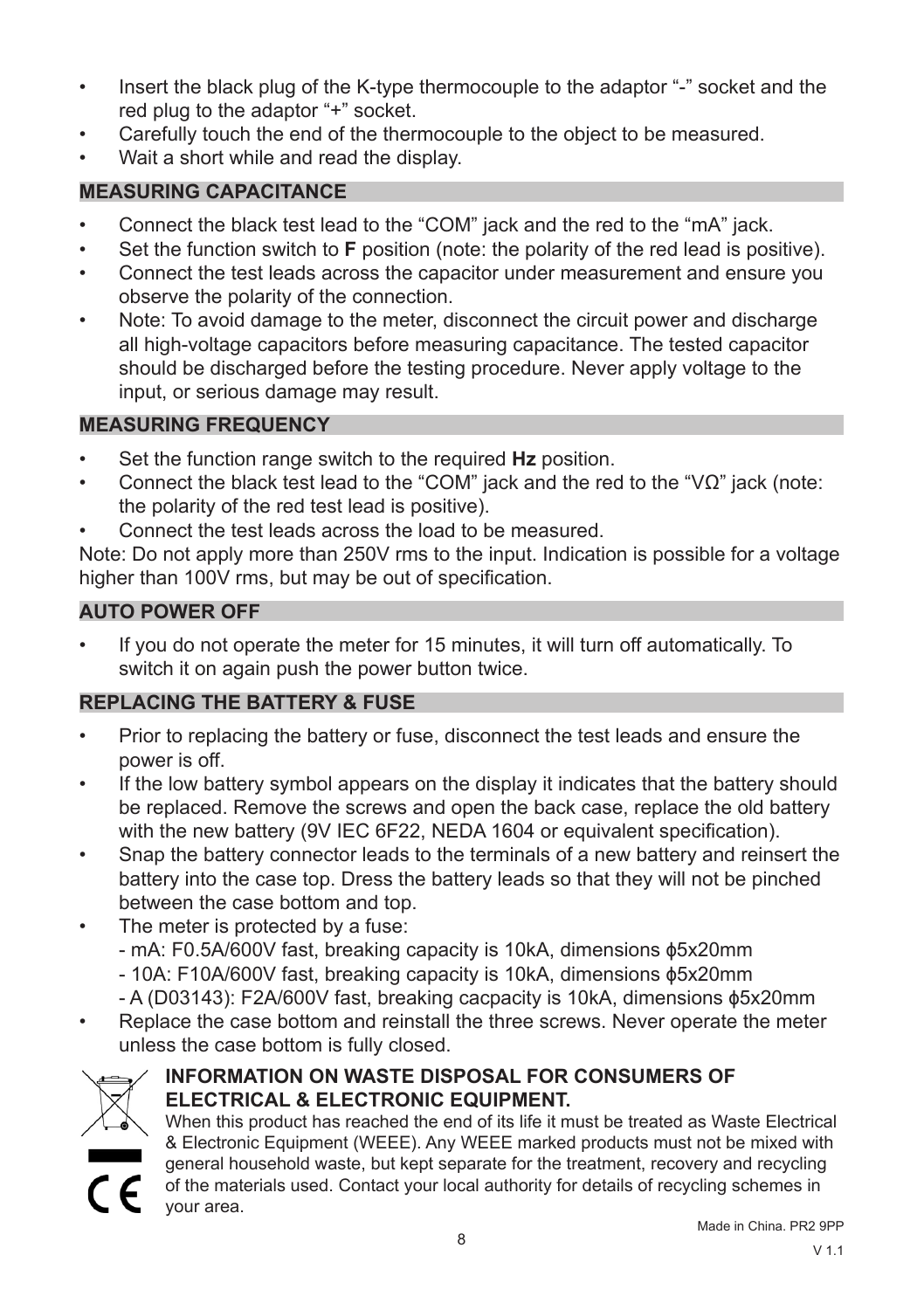- Insert the black plug of the K-type thermocouple to the adaptor "-" socket and the red plug to the adaptor "+" socket.
- Carefully touch the end of the thermocouple to the object to be measured.
- Wait a short while and read the display.

## MEASURING CAPACITANCE

- Connect the black test lead to the "COM" jack and the red to the "mA" jack.
- Set the function switch to **F** position (note: the polarity of the red lead is positive).
- Connect the test leads across the capacitor under measurement and ensure you observe the polarity of the connection.
- Note: To avoid damage to the meter, disconnect the circuit power and discharge all high-voltage capacitors before measuring capacitance. The tested capacitor should be discharged before the testing procedure. Never apply voltage to the input, or serious damage may result.

## MEASURING FREQUENCY

- Set the function range switch to the required **Hz** position.
- Connect the black test lead to the "COM" jack and the red to the "VΩ" jack (note: the polarity of the red test lead is positive).
- Connect the test leads across the load to be measured.

Note: Do not apply more than 250V rms to the input. Indication is possible for a voltage higher than 100V rms, but may be out of specification.

## AUTO POWER OFF

- If you do not operate the meter for 15 minutes, it will turn off automatically. To switch it on again push the power button twice.

## REPLACING THE BATTERY & FUSE

- Prior to replacing the battery or fuse, disconnect the test leads and ensure the power is off.
- If the low battery symbol appears on the display it indicates that the battery should be replaced. Remove the screws and open the back case, replace the old battery with the new battery (9V IEC 6F22, NEDA 1604 or equivalent specification).
- Snap the battery connector leads to the terminals of a new battery and reinsert the battery into the case top. Dress the battery leads so that they will not be pinched between the case bottom and top.
- The meter is protected by a fuse:
  - mA: F0.5A/600V fast, breaking capacity is 10kA, dimensions ϕ5x20mm
  - 10A: F10A/600V fast, breaking capacity is 10kA, dimensions ϕ5x20mm
  - A (D03143): F2A/600V fast, breaking cacpacity is 10kA, dimensions ϕ5x20mm
- Replace the case bottom and reinstall the three screws. Never operate the meter unless the case bottom is fully closed.

**INFORMATION ON WASTE DISPOSAL FOR CONSUMERS OF ELECTRICAL & ELECTRONIC EQUIPMENT.**

When this product has reached the end of its life it must be treated as Waste Electrical & Electronic Equipment (WEEE). Any WEEE marked products must not be mixed with general household waste, but kept separate for the treatment, recovery and recycling of the materials used. Contact your local authority for details of recycling schemes in your area.

Made in China. PR2 9PP

V 1.1